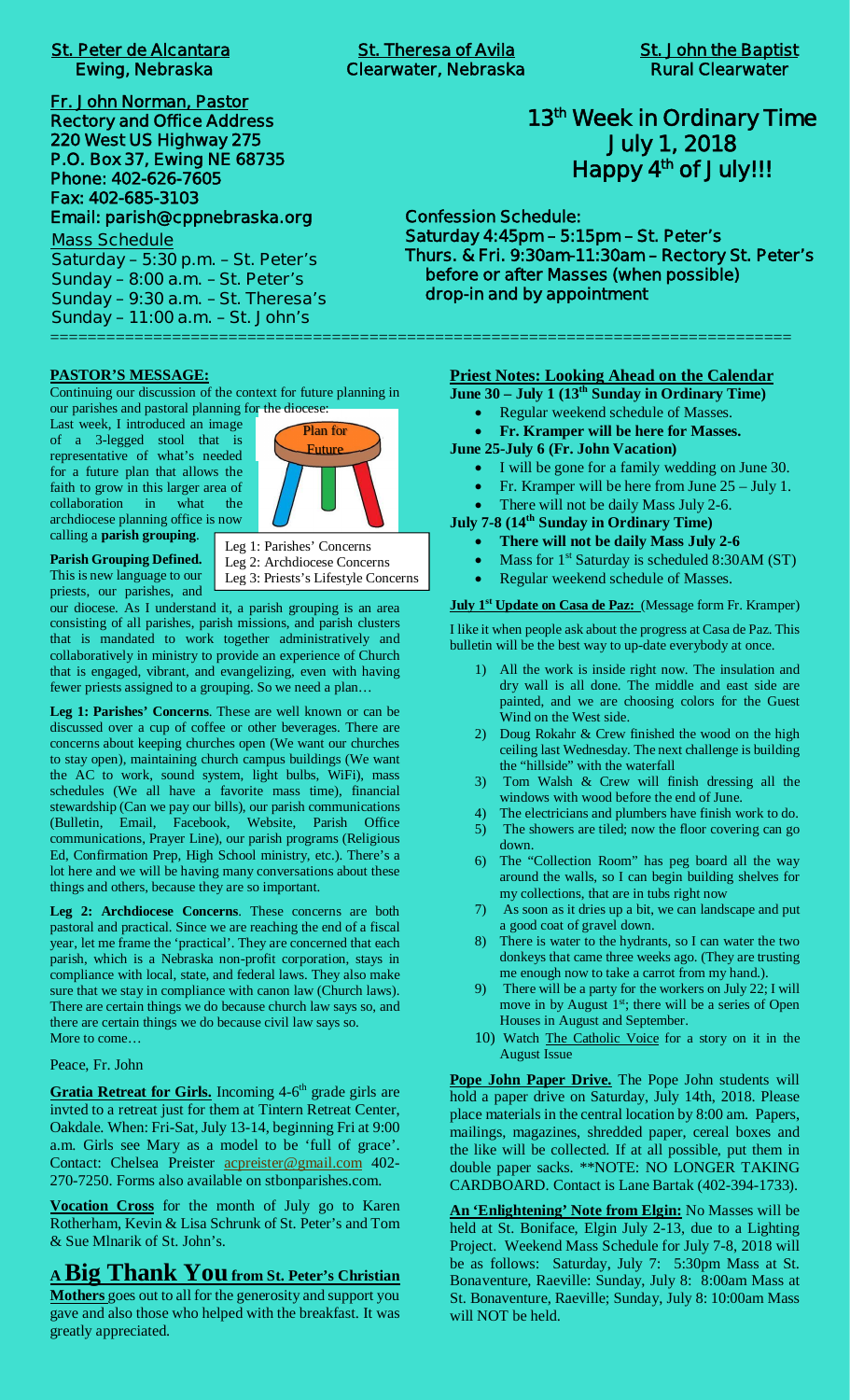**St. Peter de Alcantara**
**Ewing, Nebraska**

**St. Theresa of Avila**
**Clearwater, Nebraska**

**St. John the Baptist**
**Rural Clearwater**

**Fr. John Norman, Pastor**
**Rectory and Office Address**
**220 West US Highway 275**
**P.O. Box 37, Ewing NE 68735**
**Phone: 402-626-7605**
**Fax: 402-685-3103**
**Email: parish@cppnebraska.org**

Mass Schedule
Saturday – 5:30 p.m. – St. Peter's
Sunday – 8:00 a.m. – St. Peter's
Sunday – 9:30 a.m. – St. Theresa's
Sunday – 11:00 a.m. – St. John's

# 13th Week in Ordinary Time
# July 1, 2018
# Happy 4th of July!!!

**Confession Schedule:**
**Saturday 4:45pm – 5:15pm – St. Peter's**
**Thurs. & Fri. 9:30am-11:30am – Rectory St. Peter's before or after Masses (when possible) drop-in and by appointment**

---

**PASTOR'S MESSAGE:**

Continuing our discussion of the context for future planning in our parishes and pastoral planning for the diocese:

Last week, I introduced an image of a 3-legged stool that is representative of what's needed for a future plan that allows the faith to grow in this larger area of collaboration in what the archdiocese planning office is now calling a **parish grouping**.

Plan for Future

Leg 1: Parishes' Concerns
Leg 2: Archdiocese Concerns
Leg 3: Priests's Lifestyle Concerns

**Parish Grouping Defined.** This is new language to our priests, our parishes, and our diocese. As I understand it, a parish grouping is an area consisting of all parishes, parish missions, and parish clusters that is mandated to work together administratively and collaboratively in ministry to provide an experience of Church that is engaged, vibrant, and evangelizing, even with having fewer priests assigned to a grouping. So we need a plan…

**Leg 1: Parishes' Concerns**. These are well known or can be discussed over a cup of coffee or other beverages. There are concerns about keeping churches open (We want our churches to stay open), maintaining church campus buildings (We want the AC to work, sound system, light bulbs, WiFi), mass schedules (We all have a favorite mass time), financial stewardship (Can we pay our bills), our parish communications (Bulletin, Email, Facebook, Website, Parish Office communications, Prayer Line), our parish programs (Religious Ed, Confirmation Prep, High School ministry, etc.). There's a lot here and we will be having many conversations about these things and others, because they are so important.

**Leg 2: Archdiocese Concerns**. These concerns are both pastoral and practical. Since we are reaching the end of a fiscal year, let me frame the 'practical'. They are concerned that each parish, which is a Nebraska non-profit corporation, stays in compliance with local, state, and federal laws. They also make sure that we stay in compliance with canon law (Church laws). There are certain things we do because church law says so, and there are certain things we do because civil law says so.
More to come…

Peace, Fr. John

**Gratia Retreat for Girls.** Incoming 4-6th grade girls are invted to a retreat just for them at Tintern Retreat Center, Oakdale. When: Fri-Sat, July 13-14, beginning Fri at 9:00 a.m. Girls see Mary as a model to be 'full of grace'. Contact: Chelsea Preister acpreister@gmail.com 402-270-7250. Forms also available on stbonparishes.com.

**Vocation Cross** for the month of July go to Karen Rotherham, Kevin & Lisa Schrunk of St. Peter's and Tom & Sue Mlnarik of St. John's.

## A Big Thank You from St. Peter's Christian Mothers

goes out to all for the generosity and support you gave and also those who helped with the breakfast. It was greatly appreciated.

**Priest Notes: Looking Ahead on the Calendar**

**June 30 – July 1 (13th Sunday in Ordinary Time)**
- Regular weekend schedule of Masses.
- **Fr. Kramper will be here for Masses.**

**June 25-July 6 (Fr. John Vacation)**
- I will be gone for a family wedding on June 30.
- Fr. Kramper will be here from June 25 – July 1.
- There will not be daily Mass July 2-6.

**July 7-8 (14th Sunday in Ordinary Time)**
- **There will not be daily Mass July 2-6**
- Mass for 1st Saturday is scheduled 8:30AM (ST)
- Regular weekend schedule of Masses.

**July 1st Update on Casa de Paz:** (Message form Fr. Kramper)

I like it when people ask about the progress at Casa de Paz. This bulletin will be the best way to up-date everybody at once.

1) All the work is inside right now. The insulation and dry wall is all done. The middle and east side are painted, and we are choosing colors for the Guest Wind on the West side.
2) Doug Rokahr & Crew finished the wood on the high ceiling last Wednesday. The next challenge is building the "hillside" with the waterfall
3) Tom Walsh & Crew will finish dressing all the windows with wood before the end of June.
4) The electricians and plumbers have finish work to do.
5) The showers are tiled; now the floor covering can go down.
6) The "Collection Room" has peg board all the way around the walls, so I can begin building shelves for my collections, that are in tubs right now
7) As soon as it dries up a bit, we can landscape and put a good coat of gravel down.
8) There is water to the hydrants, so I can water the two donkeys that came three weeks ago. (They are trusting me enough now to take a carrot from my hand.).
9) There will be a party for the workers on July 22; I will move in by August 1st; there will be a series of Open Houses in August and September.
10) Watch The Catholic Voice for a story on it in the August Issue

**Pope John Paper Drive.** The Pope John students will hold a paper drive on Saturday, July 14th, 2018. Please place materials in the central location by 8:00 am. Papers, mailings, magazines, shredded paper, cereal boxes and the like will be collected. If at all possible, put them in double paper sacks. **NOTE: NO LONGER TAKING CARDBOARD. Contact is Lane Bartak (402-394-1733).

**An 'Enlightening' Note from Elgin:** No Masses will be held at St. Boniface, Elgin July 2-13, due to a Lighting Project. Weekend Mass Schedule for July 7-8, 2018 will be as follows: Saturday, July 7: 5:30pm Mass at St. Bonaventure, Raeville: Sunday, July 8: 8:00am Mass at St. Bonaventure, Raeville; Sunday, July 8: 10:00am Mass will NOT be held.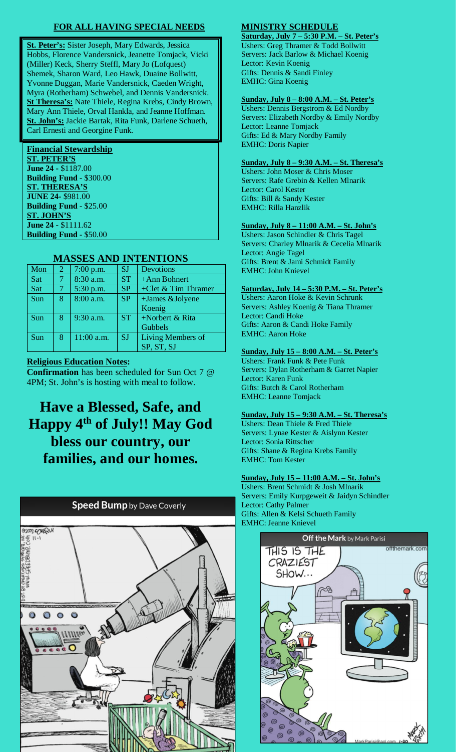## FOR ALL HAVING SPECIAL NEEDS

**St. Peter's:** Sister Joseph, Mary Edwards, Jessica Hobbs, Florence Vandersnick, Jeanette Tomjack, Vicki (Miller) Keck, Sherry Steffl, Mary Jo (Lofquest) Shemek, Sharon Ward, Leo Hawk, Duaine Bollwitt, Yvonne Duggan, Marie Vandersnick, Caeden Wright, Myra (Rotherham) Schwebel, and Dennis Vandersnick. **St Theresa's:** Nate Thiele, Regina Krebs, Cindy Brown, Mary Ann Thiele, Orval Hankla, and Jeanne Hoffman. **St. John's:** Jackie Bartak, Rita Funk, Darlene Schueth, Carl Ernesti and Georgine Funk.

**Financial Stewardship**

**ST. PETER'S**
**June 24 -** $1187.00
**Building Fund -** $300.00

**ST. THERESA'S**
**JUNE 24-** $981.00
**Building Fund -** $25.00

**ST. JOHN'S**
**June 24 -** $1111.62
**Building Fund -** $50.00

## MASSES AND INTENTIONS

| | | | | |
|---|---|---|---|---|
| Mon | 2 | 7:00 p.m. | SJ | Devotions |
| Sat | 7 | 8:30 a.m. | ST | +Ann Bohnert |
| Sat | 7 | 5:30 p.m. | SP | +Clet & Tim Thramer |
| Sun | 8 | 8:00 a.m. | SP | +James &Jolyene Koenig |
| Sun | 8 | 9:30 a.m. | ST | +Norbert & Rita Gubbels |
| Sun | 8 | 11:00 a.m. | SJ | Living Members of SP, ST, SJ |

**Religious Education Notes:**

**Confirmation** has been scheduled for Sun Oct 7 @ 4PM; St. John's is hosting with meal to follow.

# Have a Blessed, Safe, and Happy 4th of July!! May God bless our country, our families, and our homes.

## MINISTRY SCHEDULE

**Saturday, July 7 – 5:30 P.M. – St. Peter's**
Ushers: Greg Thramer & Todd Bollwitt
Servers: Jack Barlow & Michael Koenig
Lector: Kevin Koenig
Gifts: Dennis & Sandi Finley
EMHC: Gina Koenig

**Sunday, July 8 – 8:00 A.M. – St. Peter's**
Ushers: Dennis Bergstrom & Ed Nordby
Servers: Elizabeth Nordby & Emily Nordby
Lector: Leanne Tomjack
Gifts: Ed & Mary Nordby Family
EMHC: Doris Napier

**Sunday, July 8 – 9:30 A.M. – St. Theresa's**
Ushers: John Moser & Chris Moser
Servers: Rafe Grebin & Kellen Mlnarik
Lector: Carol Kester
Gifts: Bill & Sandy Kester
EMHC: Rilla Hanzlik

**Sunday, July 8 – 11:00 A.M. – St. John's**
Ushers: Jason Schindler & Chris Tagel
Servers: Charley Mlnarik & Cecelia Mlnarik
Lector: Angie Tagel
Gifts: Brent & Jami Schmidt Family
EMHC: John Knievel

**Saturday, July 14 – 5:30 P.M. – St. Peter's**
Ushers: Aaron Hoke & Kevin Schrunk
Servers: Ashley Koenig & Tiana Thramer
Lector: Candi Hoke
Gifts: Aaron & Candi Hoke Family
EMHC: Aaron Hoke

**Sunday, July 15 – 8:00 A.M. – St. Peter's**
Ushers: Frank Funk & Pete Funk
Servers: Dylan Rotherham & Garret Napier
Lector: Karen Funk
Gifts: Butch & Carol Rotherham
EMHC: Leanne Tomjack

**Sunday, July 15 – 9:30 A.M. – St. Theresa's**
Ushers: Dean Thiele & Fred Thiele
Servers: Lynae Kester & Aislynn Kester
Lector: Sonia Rittscher
Gifts: Shane & Regina Krebs Family
EMHC: Tom Kester

**Sunday, July 15 – 11:00 A.M. – St. John's**
Ushers: Brent Schmidt & Josh Mlnarik
Servers: Emily Kurpgeweit & Jaidyn Schindler
Lector: Cathy Palmer
Gifts: Allen & Kelsi Schueth Family
EMHC: Jeanne Knievel